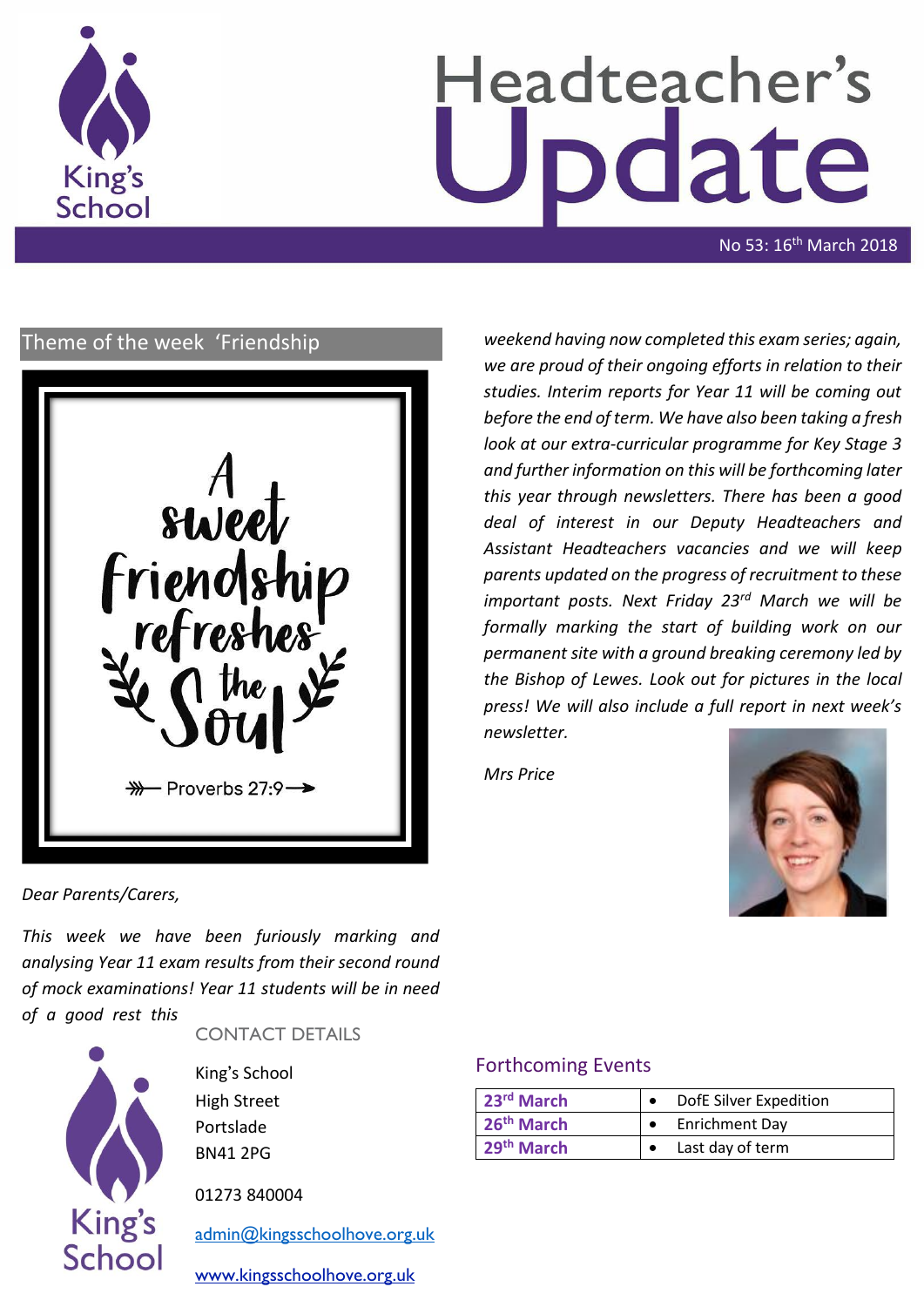# Headteacher's Update

No 53: 16th March 2018

## Theme of the week 'Friendship

A sweet friendship refreshes the Soul

Proverbs 27:9

*Dear Parents/Carers,*

*This week we have been furiously marking and analysing Year 11 exam results from their second round of mock examinations! Year 11 students will be in need of a good rest this weekend having now completed this exam series; again, we are proud of their ongoing efforts in relation to their studies. Interim reports for Year 11 will be coming out before the end of term. We have also been taking a fresh look at our extra-curricular programme for Key Stage 3 and further information on this will be forthcoming later this year through newsletters. There has been a good deal of interest in our Deputy Headteachers and Assistant Headteachers vacancies and we will keep parents updated on the progress of recruitment to these important posts. Next Friday 23rd March we will be formally marking the start of building work on our permanent site with a ground breaking ceremony led by the Bishop of Lewes. Look out for pictures in the local press! We will also include a full report in next week's newsletter.*

*Mrs Price*

## CONTACT DETAILS

King's School
High Street
Portslade
BN41 2PG

01273 840004

admin@kingsschoolhove.org.uk

www.kingsschoolhove.org.uk

## Forthcoming Events

| | |
|---|---|
| **23rd March** | • DofE Silver Expedition |
| **26th March** | • Enrichment Day |
| **29th March** | • Last day of term |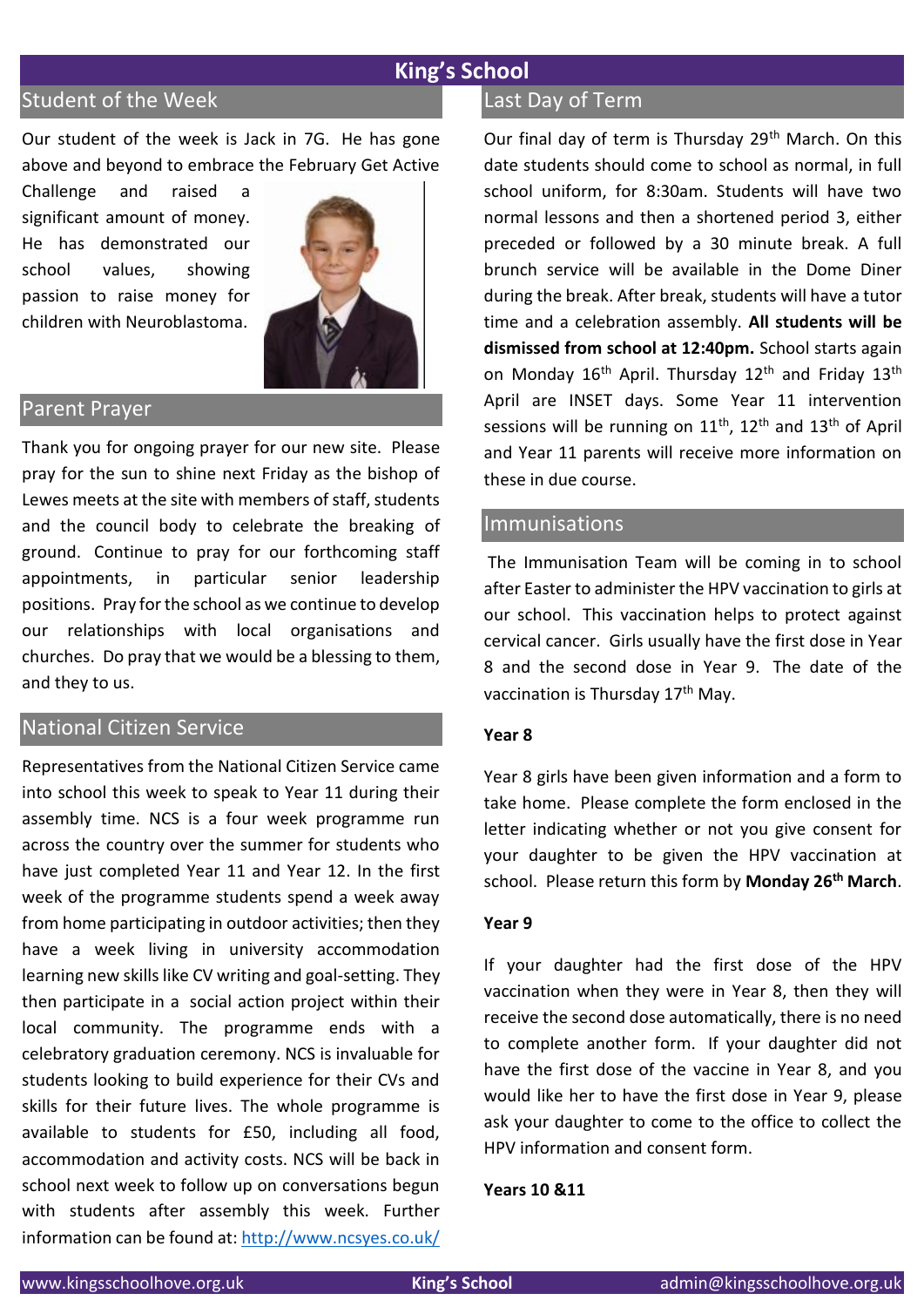# King's School

## Student of the Week

Our student of the week is Jack in 7G. He has gone above and beyond to embrace the February Get Active Challenge and raised a significant amount of money. He has demonstrated our school values, showing passion to raise money for children with Neuroblastoma.

## Parent Prayer

Thank you for ongoing prayer for our new site. Please pray for the sun to shine next Friday as the bishop of Lewes meets at the site with members of staff, students and the council body to celebrate the breaking of ground. Continue to pray for our forthcoming staff appointments, in particular senior leadership positions. Pray for the school as we continue to develop our relationships with local organisations and churches. Do pray that we would be a blessing to them, and they to us.

## National Citizen Service

Representatives from the National Citizen Service came into school this week to speak to Year 11 during their assembly time. NCS is a four week programme run across the country over the summer for students who have just completed Year 11 and Year 12. In the first week of the programme students spend a week away from home participating in outdoor activities; then they have a week living in university accommodation learning new skills like CV writing and goal-setting. They then participate in a social action project within their local community. The programme ends with a celebratory graduation ceremony. NCS is invaluable for students looking to build experience for their CVs and skills for their future lives. The whole programme is available to students for £50, including all food, accommodation and activity costs. NCS will be back in school next week to follow up on conversations begun with students after assembly this week. Further information can be found at: [http://www.ncsyes.co.uk/](http://www.ncsyes.co.uk/)

## Last Day of Term

Our final day of term is Thursday 29th March. On this date students should come to school as normal, in full school uniform, for 8:30am. Students will have two normal lessons and then a shortened period 3, either preceded or followed by a 30 minute break. A full brunch service will be available in the Dome Diner during the break. After break, students will have a tutor time and a celebration assembly. **All students will be dismissed from school at 12:40pm.** School starts again on Monday 16th April. Thursday 12th and Friday 13th April are INSET days. Some Year 11 intervention sessions will be running on 11th, 12th and 13th of April and Year 11 parents will receive more information on these in due course.

## Immunisations

The Immunisation Team will be coming in to school after Easter to administer the HPV vaccination to girls at our school. This vaccination helps to protect against cervical cancer. Girls usually have the first dose in Year 8 and the second dose in Year 9. The date of the vaccination is Thursday 17th May.

**Year 8**

Year 8 girls have been given information and a form to take home. Please complete the form enclosed in the letter indicating whether or not you give consent for your daughter to be given the HPV vaccination at school. Please return this form by **Monday 26th March**.

**Year 9**

If your daughter had the first dose of the HPV vaccination when they were in Year 8, then they will receive the second dose automatically, there is no need to complete another form. If your daughter did not have the first dose of the vaccine in Year 8, and you would like her to have the first dose in Year 9, please ask your daughter to come to the office to collect the HPV information and consent form.

**Years 10 &11**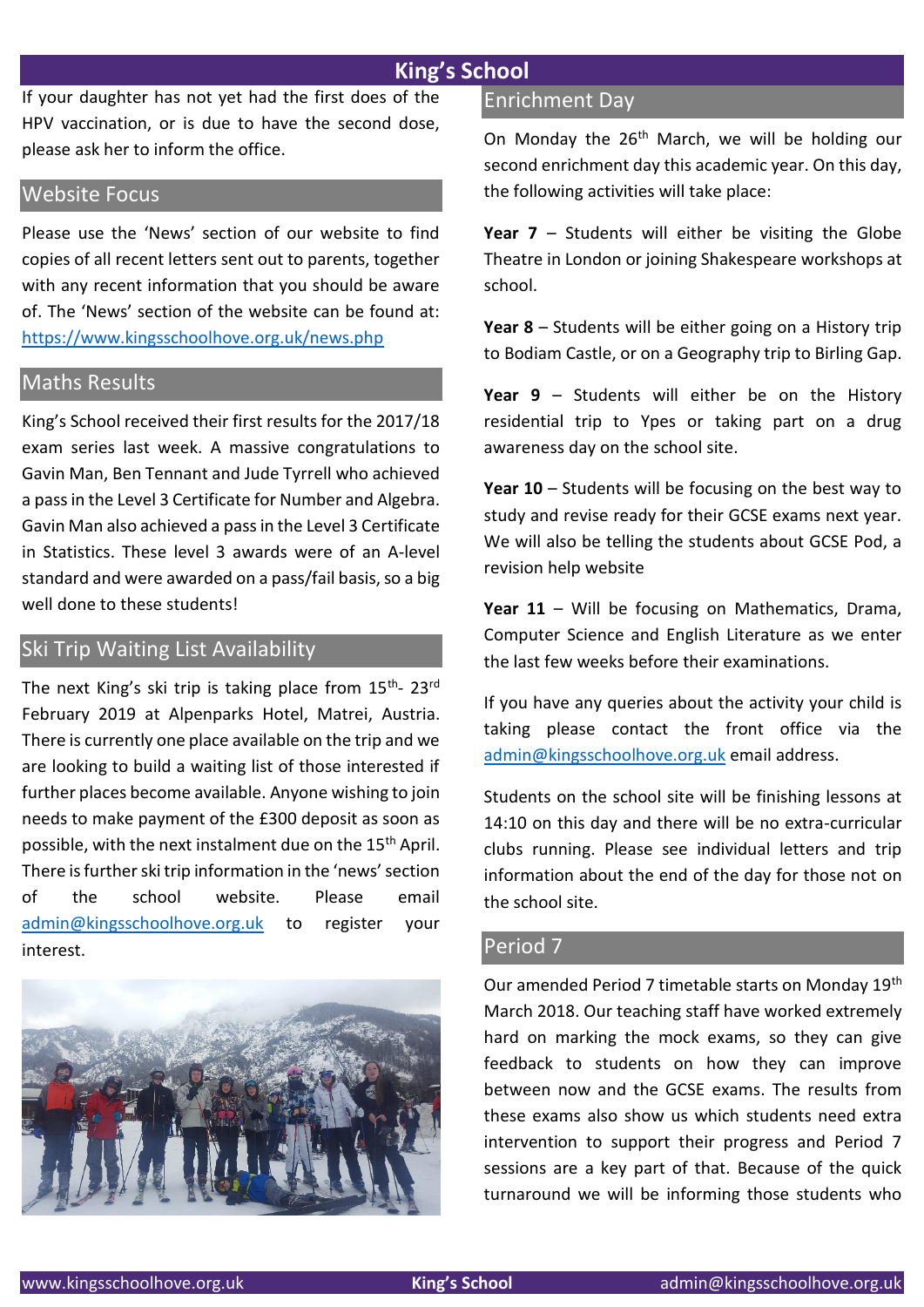If your daughter has not yet had the first does of the HPV vaccination, or is due to have the second dose, please ask her to inform the office.

## Website Focus

Please use the 'News' section of our website to find copies of all recent letters sent out to parents, together with any recent information that you should be aware of. The 'News' section of the website can be found at: https://www.kingsschoolhove.org.uk/news.php

## Maths Results

King's School received their first results for the 2017/18 exam series last week. A massive congratulations to Gavin Man, Ben Tennant and Jude Tyrrell who achieved a pass in the Level 3 Certificate for Number and Algebra. Gavin Man also achieved a pass in the Level 3 Certificate in Statistics. These level 3 awards were of an A-level standard and were awarded on a pass/fail basis, so a big well done to these students!

## Ski Trip Waiting List Availability

The next King's ski trip is taking place from 15th- 23rd February 2019 at Alpenparks Hotel, Matrei, Austria. There is currently one place available on the trip and we are looking to build a waiting list of those interested if further places become available. Anyone wishing to join needs to make payment of the £300 deposit as soon as possible, with the next instalment due on the 15th April. There is further ski trip information in the 'news' section of the school website. Please email admin@kingsschoolhove.org.uk to register your interest.

## Enrichment Day

On Monday the 26th March, we will be holding our second enrichment day this academic year. On this day, the following activities will take place:

**Year 7** – Students will either be visiting the Globe Theatre in London or joining Shakespeare workshops at school.

**Year 8** – Students will be either going on a History trip to Bodiam Castle, or on a Geography trip to Birling Gap.

**Year 9** – Students will either be on the History residential trip to Ypes or taking part on a drug awareness day on the school site.

**Year 10** – Students will be focusing on the best way to study and revise ready for their GCSE exams next year. We will also be telling the students about GCSE Pod, a revision help website

**Year 11** – Will be focusing on Mathematics, Drama, Computer Science and English Literature as we enter the last few weeks before their examinations.

If you have any queries about the activity your child is taking please contact the front office via the admin@kingsschoolhove.org.uk email address.

Students on the school site will be finishing lessons at 14:10 on this day and there will be no extra-curricular clubs running. Please see individual letters and trip information about the end of the day for those not on the school site.

## Period 7

Our amended Period 7 timetable starts on Monday 19th March 2018. Our teaching staff have worked extremely hard on marking the mock exams, so they can give feedback to students on how they can improve between now and the GCSE exams. The results from these exams also show us which students need extra intervention to support their progress and Period 7 sessions are a key part of that. Because of the quick turnaround we will be informing those students who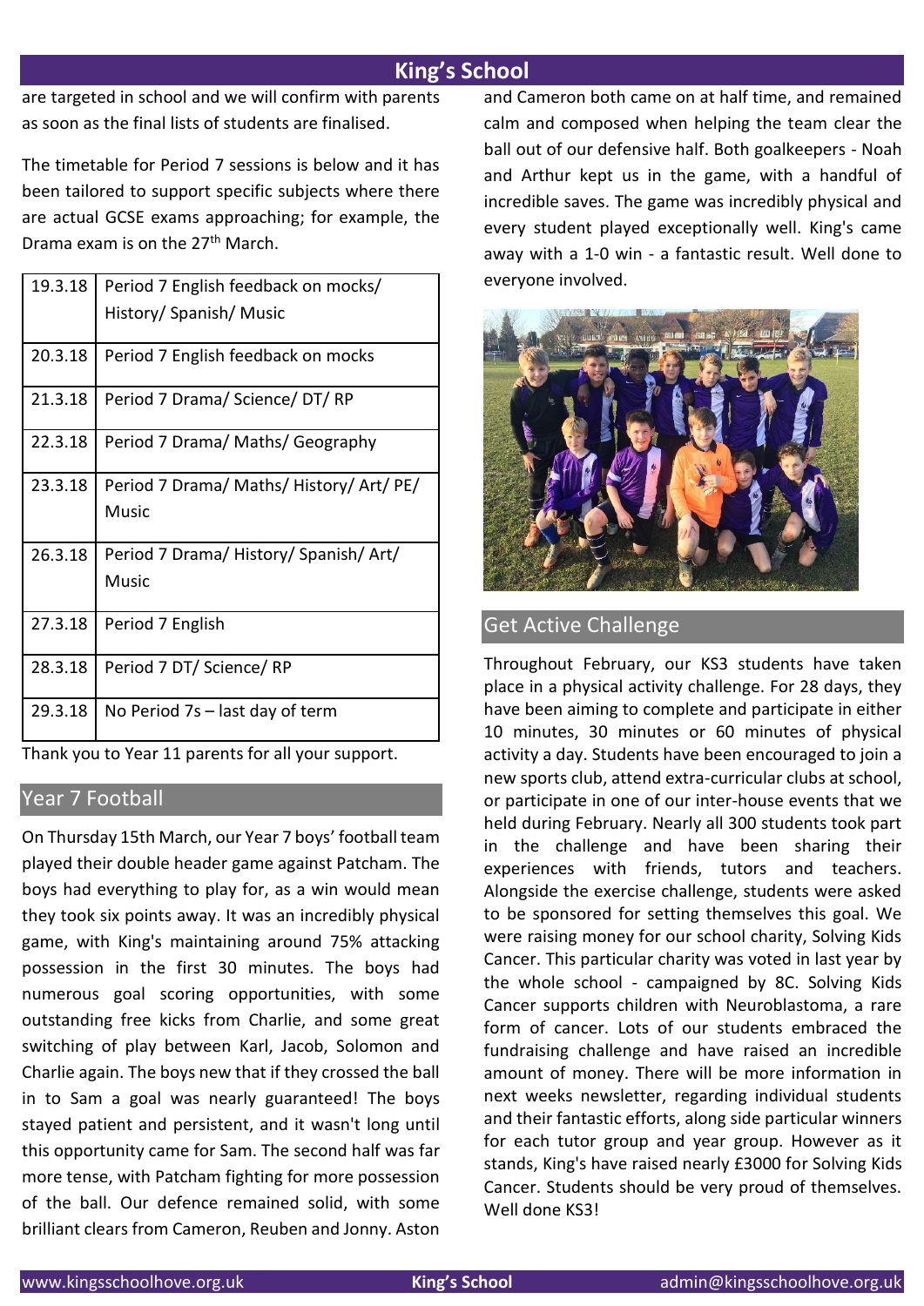are targeted in school and we will confirm with parents as soon as the final lists of students are finalised.

The timetable for Period 7 sessions is below and it has been tailored to support specific subjects where there are actual GCSE exams approaching; for example, the Drama exam is on the 27th March.

| Date | Session |
|---|---|
| 19.3.18 | Period 7 English feedback on mocks/ History/ Spanish/ Music |
| 20.3.18 | Period 7 English feedback on mocks |
| 21.3.18 | Period 7 Drama/ Science/ DT/ RP |
| 22.3.18 | Period 7 Drama/ Maths/ Geography |
| 23.3.18 | Period 7 Drama/ Maths/ History/ Art/ PE/ Music |
| 26.3.18 | Period 7 Drama/ History/ Spanish/ Art/ Music |
| 27.3.18 | Period 7 English |
| 28.3.18 | Period 7 DT/ Science/ RP |
| 29.3.18 | No Period 7s – last day of term |

Thank you to Year 11 parents for all your support.

## Year 7 Football

On Thursday 15th March, our Year 7 boys' football team played their double header game against Patcham. The boys had everything to play for, as a win would mean they took six points away. It was an incredibly physical game, with King's maintaining around 75% attacking possession in the first 30 minutes. The boys had numerous goal scoring opportunities, with some outstanding free kicks from Charlie, and some great switching of play between Karl, Jacob, Solomon and Charlie again. The boys new that if they crossed the ball in to Sam a goal was nearly guaranteed! The boys stayed patient and persistent, and it wasn't long until this opportunity came for Sam. The second half was far more tense, with Patcham fighting for more possession of the ball. Our defence remained solid, with some brilliant clears from Cameron, Reuben and Jonny. Aston and Cameron both came on at half time, and remained calm and composed when helping the team clear the ball out of our defensive half. Both goalkeepers - Noah and Arthur kept us in the game, with a handful of incredible saves. The game was incredibly physical and every student played exceptionally well. King's came away with a 1-0 win - a fantastic result. Well done to everyone involved.

## Get Active Challenge

Throughout February, our KS3 students have taken place in a physical activity challenge. For 28 days, they have been aiming to complete and participate in either 10 minutes, 30 minutes or 60 minutes of physical activity a day. Students have been encouraged to join a new sports club, attend extra-curricular clubs at school, or participate in one of our inter-house events that we held during February. Nearly all 300 students took part in the challenge and have been sharing their experiences with friends, tutors and teachers. Alongside the exercise challenge, students were asked to be sponsored for setting themselves this goal. We were raising money for our school charity, Solving Kids Cancer. This particular charity was voted in last year by the whole school - campaigned by 8C. Solving Kids Cancer supports children with Neuroblastoma, a rare form of cancer. Lots of our students embraced the fundraising challenge and have raised an incredible amount of money. There will be more information in next weeks newsletter, regarding individual students and their fantastic efforts, along side particular winners for each tutor group and year group. However as it stands, King's have raised nearly £3000 for Solving Kids Cancer. Students should be very proud of themselves. Well done KS3!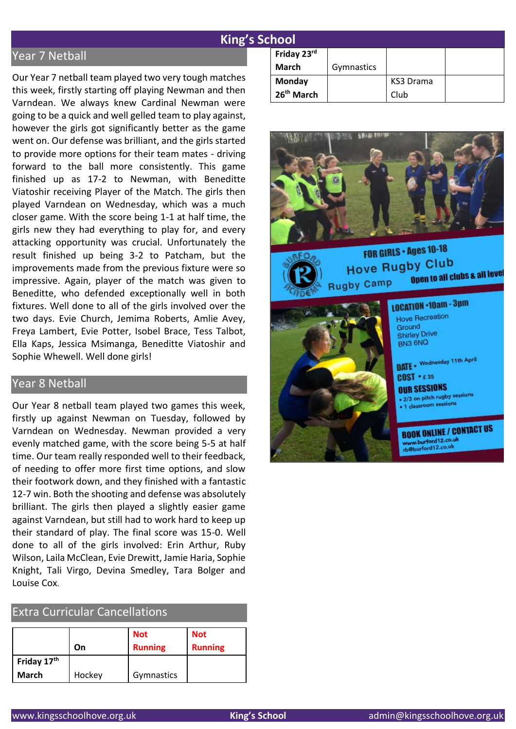# King's School

## Year 7 Netball

Our Year 7 netball team played two very tough matches this week, firstly starting off playing Newman and then Varndean. We always knew Cardinal Newman were going to be a quick and well gelled team to play against, however the girls got significantly better as the game went on. Our defense was brilliant, and the girls started to provide more options for their team mates - driving forward to the ball more consistently. This game finished up as 17-2 to Newman, with Beneditte Viatoshir receiving Player of the Match. The girls then played Varndean on Wednesday, which was a much closer game. With the score being 1-1 at half time, the girls new they had everything to play for, and every attacking opportunity was crucial. Unfortunately the result finished up being 3-2 to Patcham, but the improvements made from the previous fixture were so impressive. Again, player of the match was given to Beneditte, who defended exceptionally well in both fixtures. Well done to all of the girls involved over the two days. Evie Church, Jemima Roberts, Amlie Avey, Freya Lambert, Evie Potter, Isobel Brace, Tess Talbot, Ella Kaps, Jessica Msimanga, Beneditte Viatoshir and Sophie Whewell. Well done girls!

## Year 8 Netball

Our Year 8 netball team played two games this week, firstly up against Newman on Tuesday, followed by Varndean on Wednesday. Newman provided a very evenly matched game, with the score being 5-5 at half time. Our team really responded well to their feedback, of needing to offer more first time options, and slow their footwork down, and they finished with a fantastic 12-7 win. Both the shooting and defense was absolutely brilliant. The girls then played a slightly easier game against Varndean, but still had to work hard to keep up their standard of play. The final score was 15-0. Well done to all of the girls involved: Erin Arthur, Ruby Wilson, Laila McClean, Evie Drewitt, Jamie Haria, Sophie Knight, Tali Virgo, Devina Smedley, Tara Bolger and Louise Cox.

## Extra Curricular Cancellations

| | On | Not Running | Not Running |
|---|---|---|---|
| Friday 17th March | Hockey | Gymnastics | |
| Friday 23rd March | Gymnastics | | |
| Monday 26th March | | KS3 Drama Club | |

FOR GIRLS • Ages 10-18
Hove Rugby Club
Rugby Camp
Open to all clubs & all level
BURFORD ACADEMY

LOCATION • 10am - 3pm
Hove Recreation Ground
Shirley Drive
BN3 6NQ

DATE • Wednesday 11th April
COST • £35
OUR SESSIONS
• 2/3 on pitch rugby sessions
• 1 classroom sessions

BOOK ONLINE / CONTACT US
www.burford12.co.uk
rb@burford12.co.uk